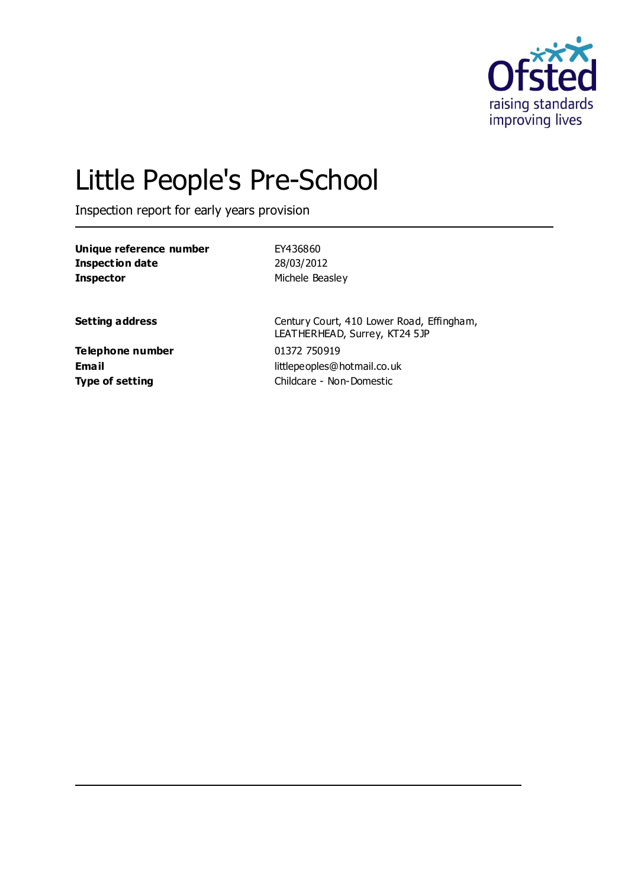# Little People's Pre-School

Inspection report for early years provision

| | |
|---|---|
| **Unique reference number** | EY436860 |
| **Inspection date** | 28/03/2012 |
| **Inspector** | Michele Beasley |

| | |
|---|---|
| **Setting address** | Century Court, 410 Lower Road, Effingham, LEATHERHEAD, Surrey, KT24 5JP |
| **Telephone number** | 01372 750919 |
| **Email** | littlepeoples@hotmail.co.uk |
| **Type of setting** | Childcare - Non-Domestic |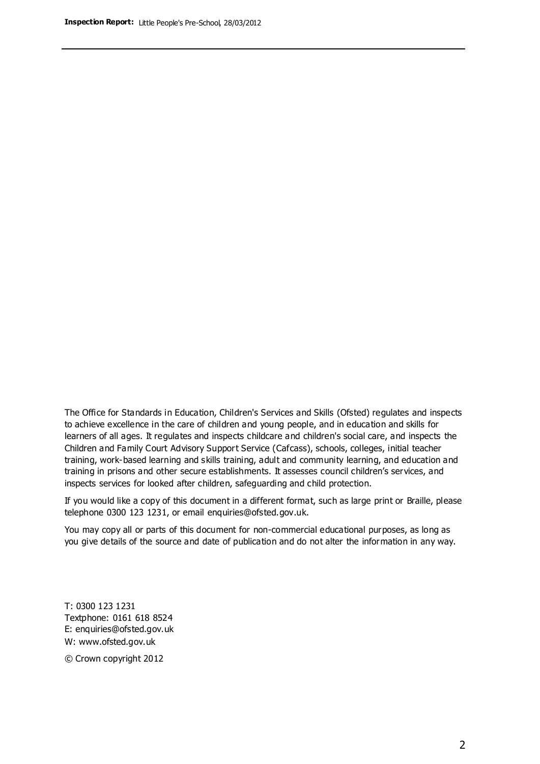The Office for Standards in Education, Children's Services and Skills (Ofsted) regulates and inspects to achieve excellence in the care of children and young people, and in education and skills for learners of all ages. It regulates and inspects childcare and children's social care, and inspects the Children and Family Court Advisory Support Service (Cafcass), schools, colleges, initial teacher training, work-based learning and skills training, adult and community learning, and education and training in prisons and other secure establishments. It assesses council children's services, and inspects services for looked after children, safeguarding and child protection.

If you would like a copy of this document in a different format, such as large print or Braille, please telephone 0300 123 1231, or email enquiries@ofsted.gov.uk.

You may copy all or parts of this document for non-commercial educational purposes, as long as you give details of the source and date of publication and do not alter the information in any way.

T: 0300 123 1231
Textphone: 0161 618 8524
E: enquiries@ofsted.gov.uk
W: www.ofsted.gov.uk

© Crown copyright 2012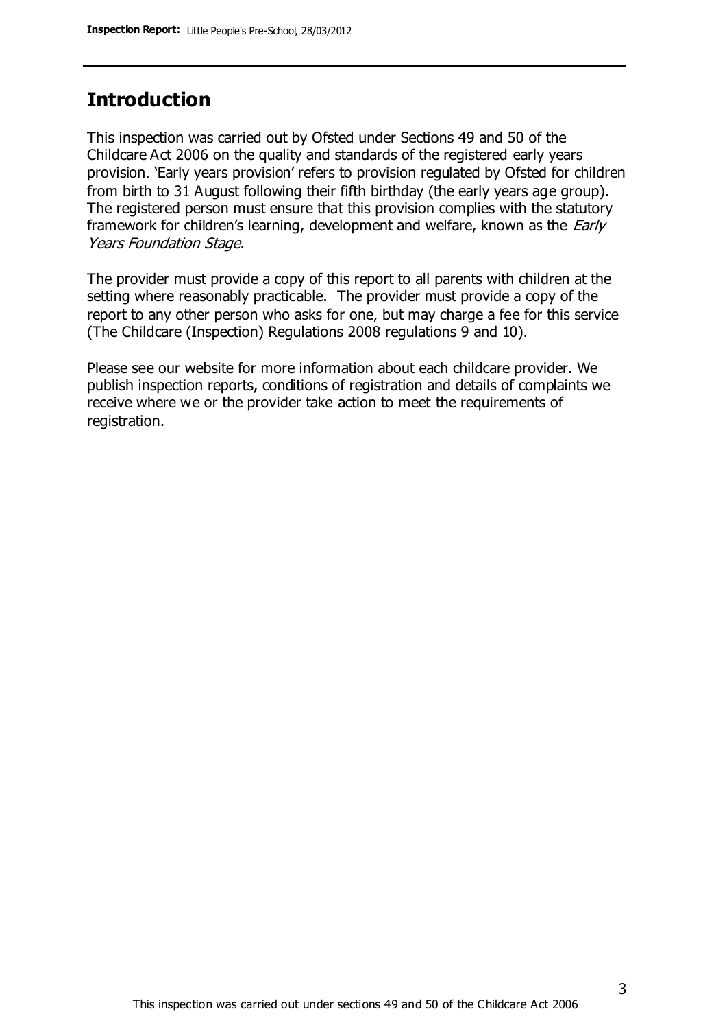## Introduction

This inspection was carried out by Ofsted under Sections 49 and 50 of the Childcare Act 2006 on the quality and standards of the registered early years provision. 'Early years provision' refers to provision regulated by Ofsted for children from birth to 31 August following their fifth birthday (the early years age group). The registered person must ensure that this provision complies with the statutory framework for children's learning, development and welfare, known as the *Early Years Foundation Stage.*

The provider must provide a copy of this report to all parents with children at the setting where reasonably practicable. The provider must provide a copy of the report to any other person who asks for one, but may charge a fee for this service (The Childcare (Inspection) Regulations 2008 regulations 9 and 10).

Please see our website for more information about each childcare provider. We publish inspection reports, conditions of registration and details of complaints we receive where we or the provider take action to meet the requirements of registration.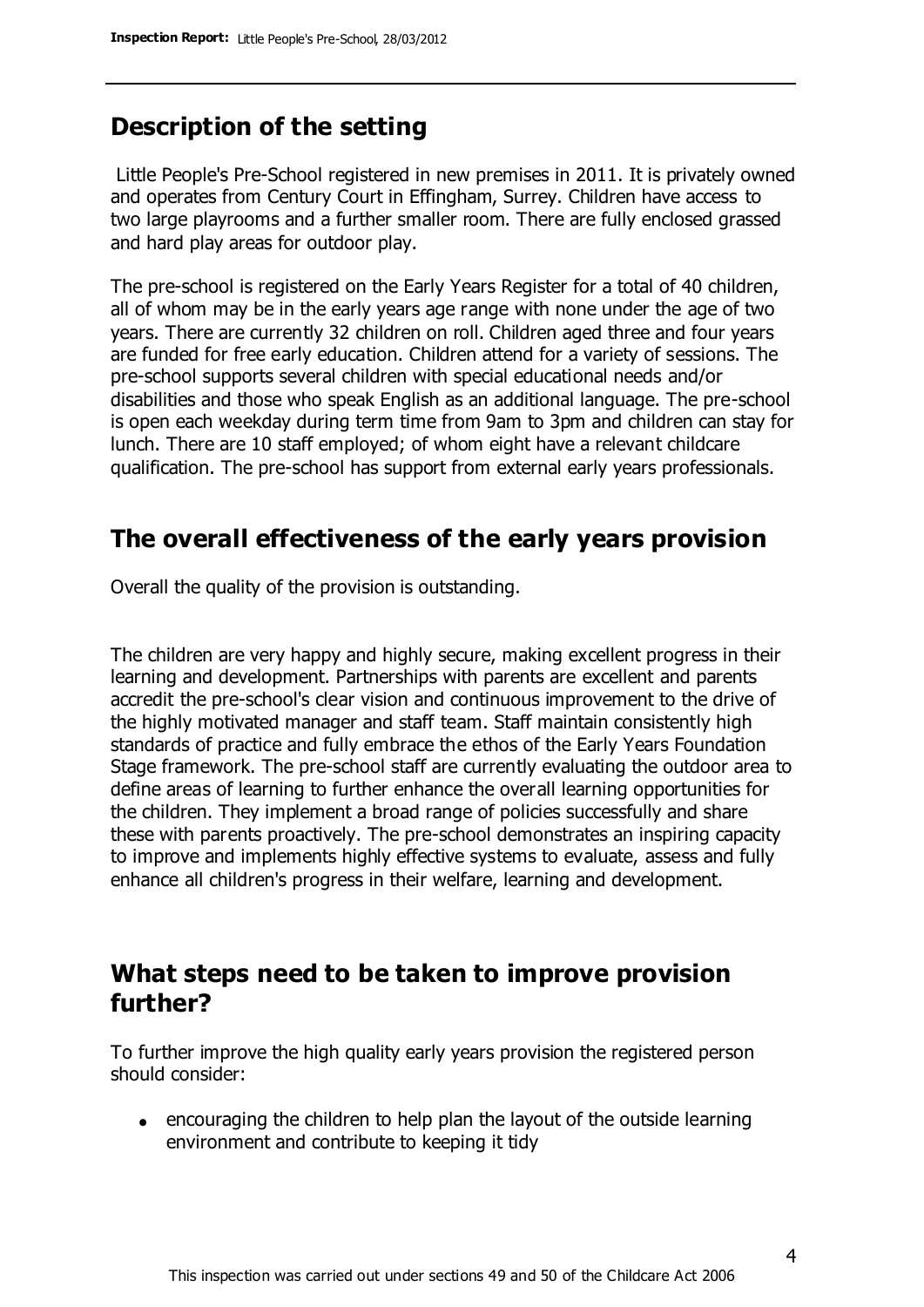## Description of the setting

Little People's Pre-School registered in new premises in 2011. It is privately owned and operates from Century Court in Effingham, Surrey. Children have access to two large playrooms and a further smaller room. There are fully enclosed grassed and hard play areas for outdoor play.

The pre-school is registered on the Early Years Register for a total of 40 children, all of whom may be in the early years age range with none under the age of two years. There are currently 32 children on roll. Children aged three and four years are funded for free early education. Children attend for a variety of sessions. The pre-school supports several children with special educational needs and/or disabilities and those who speak English as an additional language. The pre-school is open each weekday during term time from 9am to 3pm and children can stay for lunch. There are 10 staff employed; of whom eight have a relevant childcare qualification. The pre-school has support from external early years professionals.

## The overall effectiveness of the early years provision

Overall the quality of the provision is outstanding.

The children are very happy and highly secure, making excellent progress in their learning and development. Partnerships with parents are excellent and parents accredit the pre-school's clear vision and continuous improvement to the drive of the highly motivated manager and staff team. Staff maintain consistently high standards of practice and fully embrace the ethos of the Early Years Foundation Stage framework. The pre-school staff are currently evaluating the outdoor area to define areas of learning to further enhance the overall learning opportunities for the children. They implement a broad range of policies successfully and share these with parents proactively. The pre-school demonstrates an inspiring capacity to improve and implements highly effective systems to evaluate, assess and fully enhance all children's progress in their welfare, learning and development.

## What steps need to be taken to improve provision further?

To further improve the high quality early years provision the registered person should consider:

- encouraging the children to help plan the layout of the outside learning environment and contribute to keeping it tidy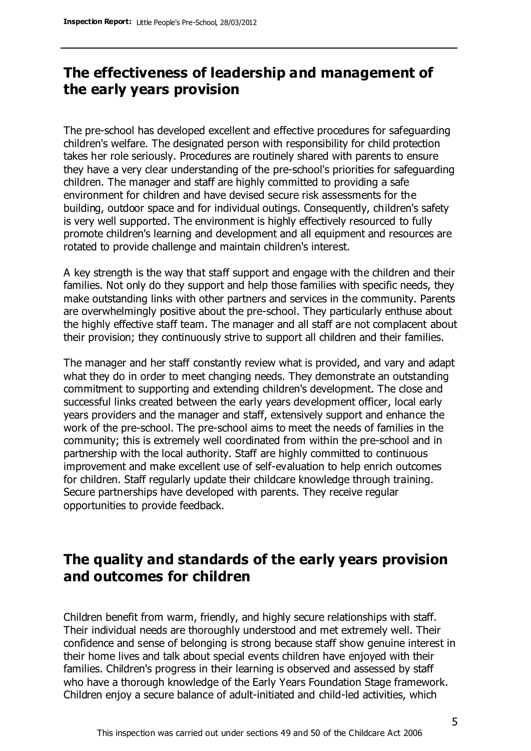## The effectiveness of leadership and management of the early years provision

The pre-school has developed excellent and effective procedures for safeguarding children's welfare. The designated person with responsibility for child protection takes her role seriously. Procedures are routinely shared with parents to ensure they have a very clear understanding of the pre-school's priorities for safeguarding children. The manager and staff are highly committed to providing a safe environment for children and have devised secure risk assessments for the building, outdoor space and for individual outings. Consequently, children's safety is very well supported. The environment is highly effectively resourced to fully promote children's learning and development and all equipment and resources are rotated to provide challenge and maintain children's interest.

A key strength is the way that staff support and engage with the children and their families. Not only do they support and help those families with specific needs, they make outstanding links with other partners and services in the community. Parents are overwhelmingly positive about the pre-school. They particularly enthuse about the highly effective staff team. The manager and all staff are not complacent about their provision; they continuously strive to support all children and their families.

The manager and her staff constantly review what is provided, and vary and adapt what they do in order to meet changing needs. They demonstrate an outstanding commitment to supporting and extending children's development. The close and successful links created between the early years development officer, local early years providers and the manager and staff, extensively support and enhance the work of the pre-school. The pre-school aims to meet the needs of families in the community; this is extremely well coordinated from within the pre-school and in partnership with the local authority. Staff are highly committed to continuous improvement and make excellent use of self-evaluation to help enrich outcomes for children. Staff regularly update their childcare knowledge through training. Secure partnerships have developed with parents. They receive regular opportunities to provide feedback.

## The quality and standards of the early years provision and outcomes for children

Children benefit from warm, friendly, and highly secure relationships with staff. Their individual needs are thoroughly understood and met extremely well. Their confidence and sense of belonging is strong because staff show genuine interest in their home lives and talk about special events children have enjoyed with their families. Children's progress in their learning is observed and assessed by staff who have a thorough knowledge of the Early Years Foundation Stage framework. Children enjoy a secure balance of adult-initiated and child-led activities, which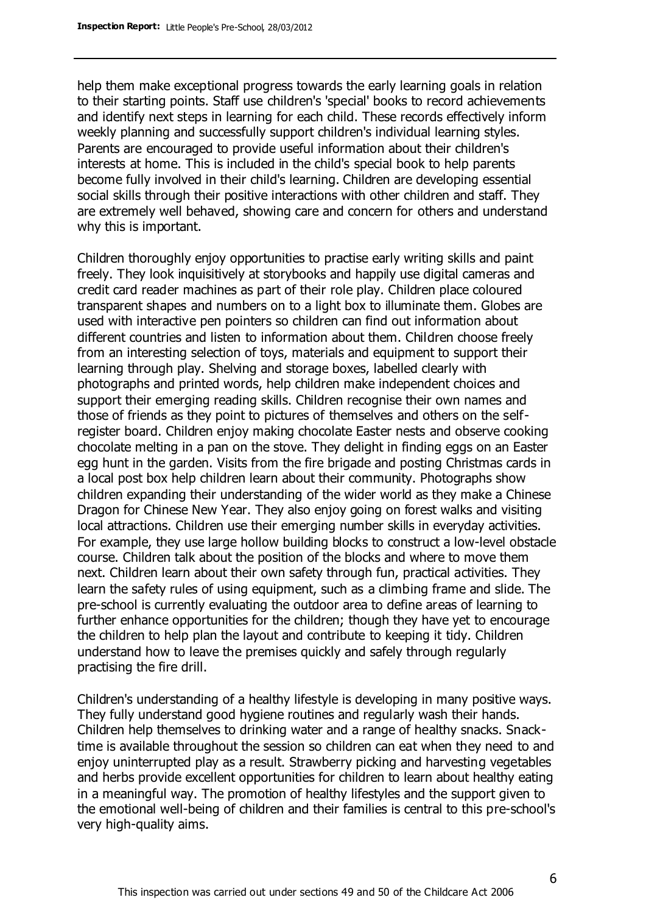help them make exceptional progress towards the early learning goals in relation to their starting points. Staff use children's 'special' books to record achievements and identify next steps in learning for each child. These records effectively inform weekly planning and successfully support children's individual learning styles. Parents are encouraged to provide useful information about their children's interests at home. This is included in the child's special book to help parents become fully involved in their child's learning. Children are developing essential social skills through their positive interactions with other children and staff. They are extremely well behaved, showing care and concern for others and understand why this is important.

Children thoroughly enjoy opportunities to practise early writing skills and paint freely. They look inquisitively at storybooks and happily use digital cameras and credit card reader machines as part of their role play. Children place coloured transparent shapes and numbers on to a light box to illuminate them. Globes are used with interactive pen pointers so children can find out information about different countries and listen to information about them. Children choose freely from an interesting selection of toys, materials and equipment to support their learning through play. Shelving and storage boxes, labelled clearly with photographs and printed words, help children make independent choices and support their emerging reading skills. Children recognise their own names and those of friends as they point to pictures of themselves and others on the self-register board. Children enjoy making chocolate Easter nests and observe cooking chocolate melting in a pan on the stove. They delight in finding eggs on an Easter egg hunt in the garden. Visits from the fire brigade and posting Christmas cards in a local post box help children learn about their community. Photographs show children expanding their understanding of the wider world as they make a Chinese Dragon for Chinese New Year. They also enjoy going on forest walks and visiting local attractions. Children use their emerging number skills in everyday activities. For example, they use large hollow building blocks to construct a low-level obstacle course. Children talk about the position of the blocks and where to move them next. Children learn about their own safety through fun, practical activities. They learn the safety rules of using equipment, such as a climbing frame and slide. The pre-school is currently evaluating the outdoor area to define areas of learning to further enhance opportunities for the children; though they have yet to encourage the children to help plan the layout and contribute to keeping it tidy. Children understand how to leave the premises quickly and safely through regularly practising the fire drill.

Children's understanding of a healthy lifestyle is developing in many positive ways. They fully understand good hygiene routines and regularly wash their hands. Children help themselves to drinking water and a range of healthy snacks. Snack-time is available throughout the session so children can eat when they need to and enjoy uninterrupted play as a result. Strawberry picking and harvesting vegetables and herbs provide excellent opportunities for children to learn about healthy eating in a meaningful way. The promotion of healthy lifestyles and the support given to the emotional well-being of children and their families is central to this pre-school's very high-quality aims.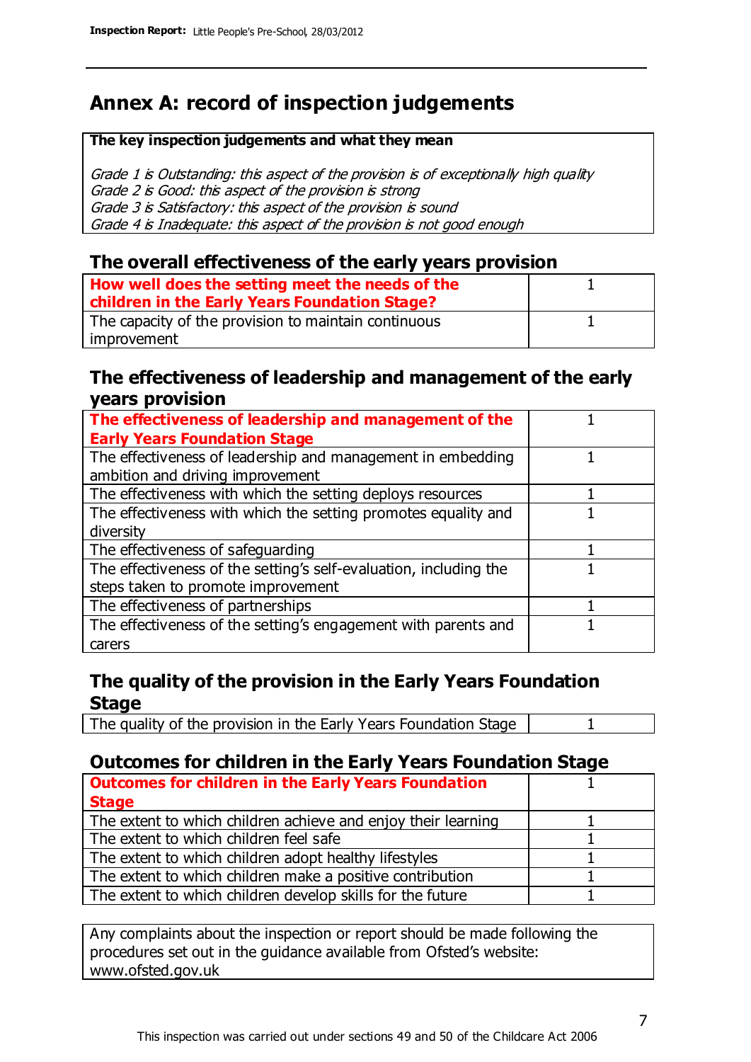## Annex A: record of inspection judgements

| The key inspection judgements and what they mean |
|---|
| *Grade 1 is Outstanding: this aspect of the provision is of exceptionally high quality*<br>*Grade 2 is Good: this aspect of the provision is strong*<br>*Grade 3 is Satisfactory: this aspect of the provision is sound*<br>*Grade 4 is Inadequate: this aspect of the provision is not good enough* |

### The overall effectiveness of the early years provision

| | |
|---|---|
| **How well does the setting meet the needs of the children in the Early Years Foundation Stage?** | 1 |
| The capacity of the provision to maintain continuous improvement | 1 |

### The effectiveness of leadership and management of the early years provision

| | |
|---|---|
| **The effectiveness of leadership and management of the Early Years Foundation Stage** | 1 |
| The effectiveness of leadership and management in embedding ambition and driving improvement | 1 |
| The effectiveness with which the setting deploys resources | 1 |
| The effectiveness with which the setting promotes equality and diversity | 1 |
| The effectiveness of safeguarding | 1 |
| The effectiveness of the setting's self-evaluation, including the steps taken to promote improvement | 1 |
| The effectiveness of partnerships | 1 |
| The effectiveness of the setting's engagement with parents and carers | 1 |

### The quality of the provision in the Early Years Foundation Stage

| | |
|---|---|
| The quality of the provision in the Early Years Foundation Stage | 1 |

### Outcomes for children in the Early Years Foundation Stage

| | |
|---|---|
| **Outcomes for children in the Early Years Foundation Stage** | 1 |
| The extent to which children achieve and enjoy their learning | 1 |
| The extent to which children feel safe | 1 |
| The extent to which children adopt healthy lifestyles | 1 |
| The extent to which children make a positive contribution | 1 |
| The extent to which children develop skills for the future | 1 |

Any complaints about the inspection or report should be made following the procedures set out in the guidance available from Ofsted's website: www.ofsted.gov.uk

This inspection was carried out under sections 49 and 50 of the Childcare Act 2006